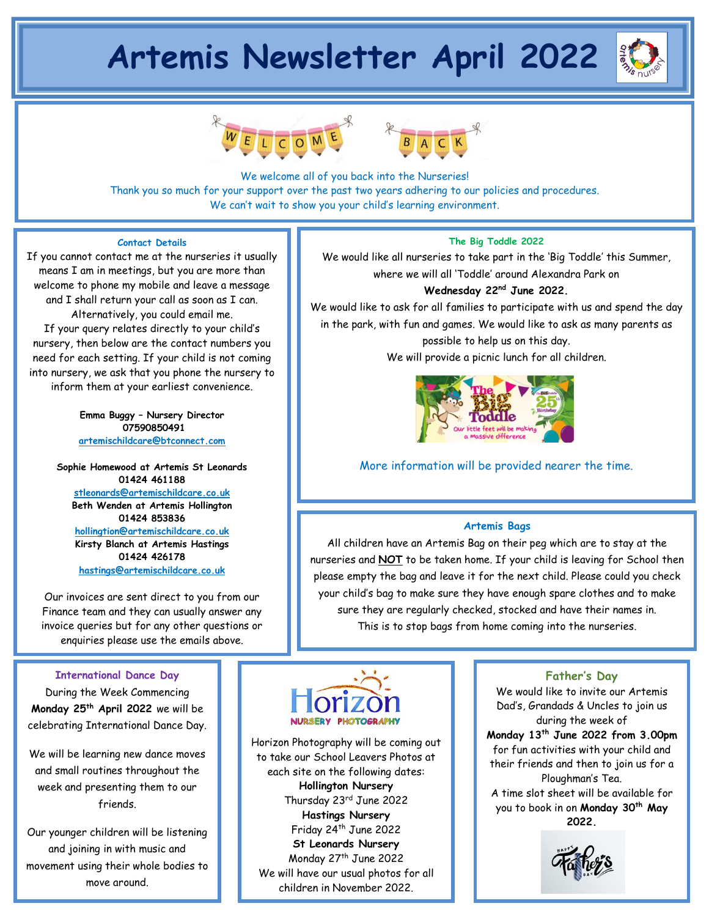# Artemis Newsletter April 2022

WELCOME BACK

We welcome all of you back into the Nurseries!
Thank you so much for your support over the past two years adhering to our policies and procedures.
We can't wait to show you your child's learning environment.

### Contact Details

If you cannot contact me at the nurseries it usually means I am in meetings, but you are more than welcome to phone my mobile and leave a message and I shall return your call as soon as I can. Alternatively, you could email me.
If your query relates directly to your child's nursery, then below are the contact numbers you need for each setting. If your child is not coming into nursery, we ask that you phone the nursery to inform them at your earliest convenience.

**Emma Buggy – Nursery Director**
**07590850491**
artemischildcare@btconnect.com

**Sophie Homewood at Artemis St Leonards**
**01424 461188**
stleonards@artemischildcare.co.uk

**Beth Wenden at Artemis Hollington**
**01424 853836**
hollingtion@artemischildcare.co.uk

**Kirsty Blanch at Artemis Hastings**
**01424 426178**
hastings@artemischildcare.co.uk

Our invoices are sent direct to you from our Finance team and they can usually answer any invoice queries but for any other questions or enquiries please use the emails above.

### The Big Toddle 2022

We would like all nurseries to take part in the 'Big Toddle' this Summer, where we will all 'Toddle' around Alexandra Park on
**Wednesday 22nd June 2022.**
We would like to ask for all families to participate with us and spend the day in the park, with fun and games. We would like to ask as many parents as possible to help us on this day.
We will provide a picnic lunch for all children.

More information will be provided nearer the time.

### Artemis Bags

All children have an Artemis Bag on their peg which are to stay at the nurseries and **NOT** to be taken home. If your child is leaving for School then please empty the bag and leave it for the next child. Please could you check your child's bag to make sure they have enough spare clothes and to make sure they are regularly checked, stocked and have their names in.
This is to stop bags from home coming into the nurseries.

### International Dance Day

During the Week Commencing **Monday 25th April 2022** we will be celebrating International Dance Day.

We will be learning new dance moves and small routines throughout the week and presenting them to our friends.

Our younger children will be listening and joining in with music and movement using their whole bodies to move around.

### Horizon Nursery Photography

Horizon Photography will be coming out to take our School Leavers Photos at each site on the following dates:

**Hollington Nursery**
Thursday 23rd June 2022

**Hastings Nursery**
Friday 24th June 2022

**St Leonards Nursery**
Monday 27th June 2022

We will have our usual photos for all children in November 2022.

### Father's Day

We would like to invite our Artemis Dad's, Grandads & Uncles to join us during the week of **Monday 13th June 2022 from 3.00pm** for fun activities with your child and their friends and then to join us for a Ploughman's Tea.
A time slot sheet will be available for you to book in on **Monday 30th May 2022.**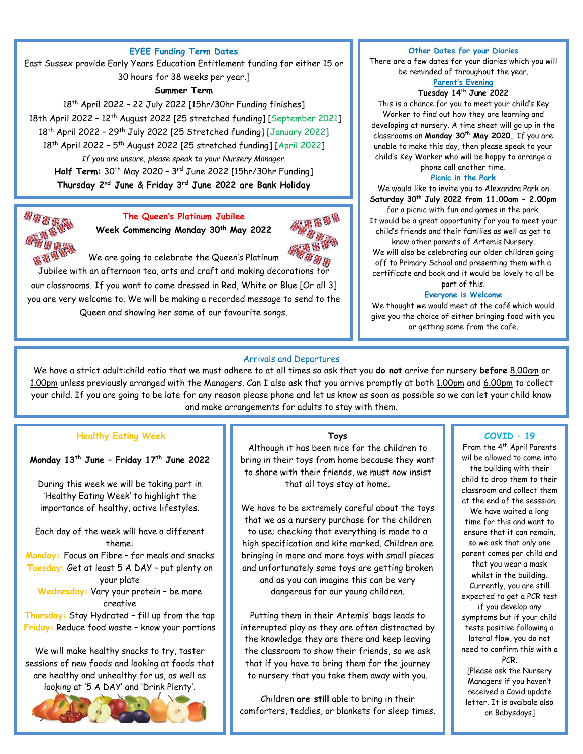## EYEE Funding Term Dates

East Sussex provide Early Years Education Entitlement funding for either 15 or 30 hours for 38 weeks per year.]

**Summer Term**

18th April 2022 – 22 July 2022 [15hr/30hr Funding finishes]

18th April 2022 – 12th August 2022 [25 stretched funding] [September 2021]

18th April 2022 – 29th July 2022 [25 Stretched funding] [January 2022]

18th April 2022 – 5th August 2022 [25 stretched funding] [April 2022]

*If you are unsure, please speak to your Nursery Manager.*

**Half Term:** 30th May 2020 – 3rd June 2022 [15hr/30hr Funding]

**Thursday 2nd June & Friday 3rd June 2022 are Bank Holiday**

## The Queen's Platinum Jubilee

**Week Commencing Monday 30th May 2022**

We are going to celebrate the Queen's Platinum Jubilee with an afternoon tea, arts and craft and making decorations for our classrooms. If you want to come dressed in Red, White or Blue [Or all 3] you are very welcome to. We will be making a recorded message to send to the Queen and showing her some of our favourite songs.

## Other Dates for your Diaries

There are a few dates for your diaries which you will be reminded of throughout the year.

### Parent's Evening

**Tuesday 14th June 2022**

This is a chance for you to meet your child's Key Worker to find out how they are learning and developing at nursery. A time sheet will go up in the classrooms on **Monday 30th May 2020.** If you are unable to make this day, then please speak to your child's Key Worker who will be happy to arrange a phone call another time.

### Picnic in the Park

We would like to invite you to Alexandra Park on **Saturday 30th July 2022 from 11.00am - 2.00pm** for a picnic with fun and games in the park.

It would be a great opportunity for you to meet your child's friends and their families as well as get to know other parents of Artemis Nursery.

We will also be celebrating our older children going off to Primary School and presenting them with a certificate and book and it would be lovely to all be part of this.

**Everyone is Welcome**

We thought we would meet at the café which would give you the choice of either bringing food with you or getting some from the cafe.

## Arrivals and Departures

We have a strict adult:child ratio that we must adhere to at all times so ask that you **do not** arrive for nursery **before** 8.00am or 1.00pm unless previously arranged with the Managers. Can I also ask that you arrive promptly at both 1.00pm and 6.00pm to collect your child. If you are going to be late for any reason please phone and let us know as soon as possible so we can let your child know and make arrangements for adults to stay with them.

## Healthy Eating Week

**Monday 13th June – Friday 17th June 2022**

During this week we will be taking part in 'Healthy Eating Week' to highlight the importance of healthy, active lifestyles.

Each day of the week will have a different theme:

Monday: Focus on Fibre – for meals and snacks
Tuesday: Get at least 5 A DAY – put plenty on your plate
Wednesday: Vary your protein – be more creative
Thursday: Stay Hydrated – fill up from the tap
Friday: Reduce food waste – know your portions

We will make healthy snacks to try, taster sessions of new foods and looking at foods that are healthy and unhealthy for us, as well as looking at '5 A DAY' and 'Drink Plenty'.

## Toys

Although it has been nice for the children to bring in their toys from home because they want to share with their friends, we must now insist that all toys stay at home.

We have to be extremely careful about the toys that we as a nursery purchase for the children to use; checking that everything is made to a high specification and kite marked. Children are bringing in more and more toys with small pieces and unfortunately some toys are getting broken and as you can imagine this can be very dangerous for our young children.

Putting them in their Artemis' bags leads to interrupted play as they are often distracted by the knowledge they are there and keep leaving the classroom to show their friends, so we ask that if you have to bring them for the journey to nursery that you take them away with you.

Children **are still** able to bring in their comforters, teddies, or blankets for sleep times.

## COVID – 19

From the 4th April Parents wil be allowed to come into the building with their child to drop them to their classroom and collect them at the end of the sesssion. We have waited a long time for this and want to ensure that it can remain, so we ask that only one parent comes per child and that you wear a mask whilst in the building. Currently, you are still expected to get a PCR test if you develop any symptoms but if your child tests positive following a lateral flow, you do not need to confirm this with a PCR.

[Please ask the Nursery Managers if you haven't received a Covid update letter. It is avaibale also on Babysdays]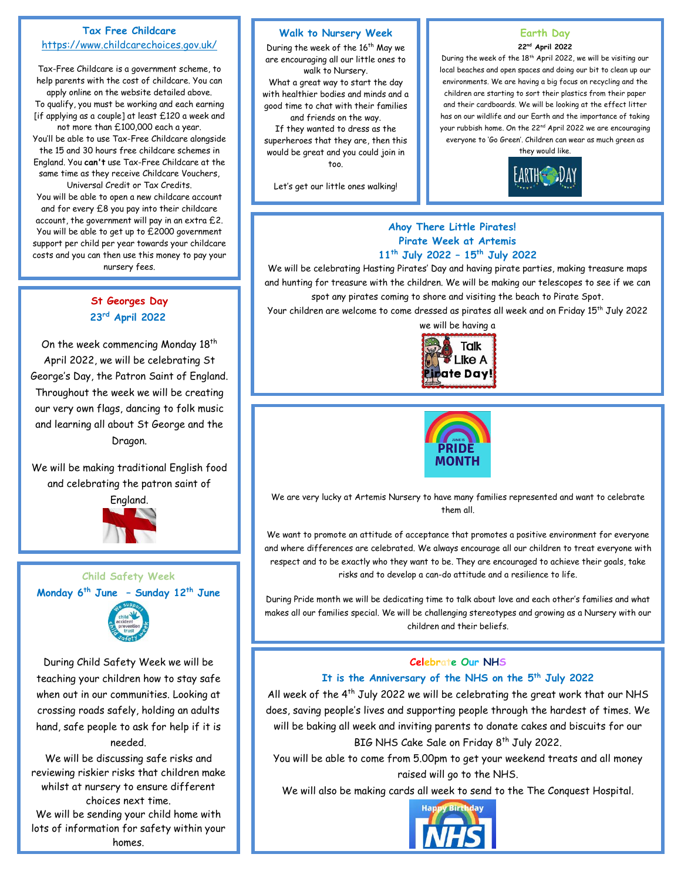## Tax Free Childcare

https://www.childcarechoices.gov.uk/

Tax-Free Childcare is a government scheme, to help parents with the cost of childcare. You can apply online on the website detailed above.
To qualify, you must be working and each earning [if applying as a couple] at least £120 a week and not more than £100,000 each a year.
You'll be able to use Tax-Free Childcare alongside the 15 and 30 hours free childcare schemes in England. You **can't** use Tax-Free Childcare at the same time as they receive Childcare Vouchers, Universal Credit or Tax Credits.
You will be able to open a new childcare account and for every £8 you pay into their childcare account, the government will pay in an extra £2. You will be able to get up to £2000 government support per child per year towards your childcare costs and you can then use this money to pay your nursery fees.

## St Georges Day
### 23rd April 2022

On the week commencing Monday 18th April 2022, we will be celebrating St George's Day, the Patron Saint of England. Throughout the week we will be creating our very own flags, dancing to folk music and learning all about St George and the Dragon.

We will be making traditional English food and celebrating the patron saint of England.

## Child Safety Week
### Monday 6th June – Sunday 12th June

During Child Safety Week we will be teaching your children how to stay safe when out in our communities. Looking at crossing roads safely, holding an adults hand, safe people to ask for help if it is needed.
We will be discussing safe risks and reviewing riskier risks that children make whilst at nursery to ensure different choices next time.
We will be sending your child home with lots of information for safety within your homes.

## Walk to Nursery Week

During the week of the 16th May we are encouraging all our little ones to walk to Nursery.
What a great way to start the day with healthier bodies and minds and a good time to chat with their families and friends on the way.
If they wanted to dress as the superheroes that they are, then this would be great and you could join in too.

Let's get our little ones walking!

## Earth Day
### 22nd April 2022

During the week of the 18th April 2022, we will be visiting our local beaches and open spaces and doing our bit to clean up our environments. We are having a big focus on recycling and the children are starting to sort their plastics from their paper and their cardboards. We will be looking at the effect litter has on our wildlife and our Earth and the importance of taking your rubbish home. On the 22nd April 2022 we are encouraging everyone to 'Go Green'. Children can wear as much green as they would like.

## Ahoy There Little Pirates!
## Pirate Week at Artemis
### 11th July 2022 – 15th July 2022

We will be celebrating Hasting Pirates' Day and having pirate parties, making treasure maps and hunting for treasure with the children. We will be making our telescopes to see if we can spot any pirates coming to shore and visiting the beach to Pirate Spot.
Your children are welcome to come dressed as pirates all week and on Friday 15th July 2022 we will be having a

Talk Like A Pirate Day!

## Pride Month

We are very lucky at Artemis Nursery to have many families represented and want to celebrate them all.

We want to promote an attitude of acceptance that promotes a positive environment for everyone and where differences are celebrated. We always encourage all our children to treat everyone with respect and to be exactly who they want to be. They are encouraged to achieve their goals, take risks and to develop a can-do attitude and a resilience to life.

During Pride month we will be dedicating time to talk about love and each other's families and what makes all our families special. We will be challenging stereotypes and growing as a Nursery with our children and their beliefs.

## Celebrate Our NHS
### It is the Anniversary of the NHS on the 5th July 2022

All week of the 4th July 2022 we will be celebrating the great work that our NHS does, saving people's lives and supporting people through the hardest of times. We will be baking all week and inviting parents to donate cakes and biscuits for our BIG NHS Cake Sale on Friday 8th July 2022.
You will be able to come from 5.00pm to get your weekend treats and all money raised will go to the NHS.
We will also be making cards all week to send to the The Conquest Hospital.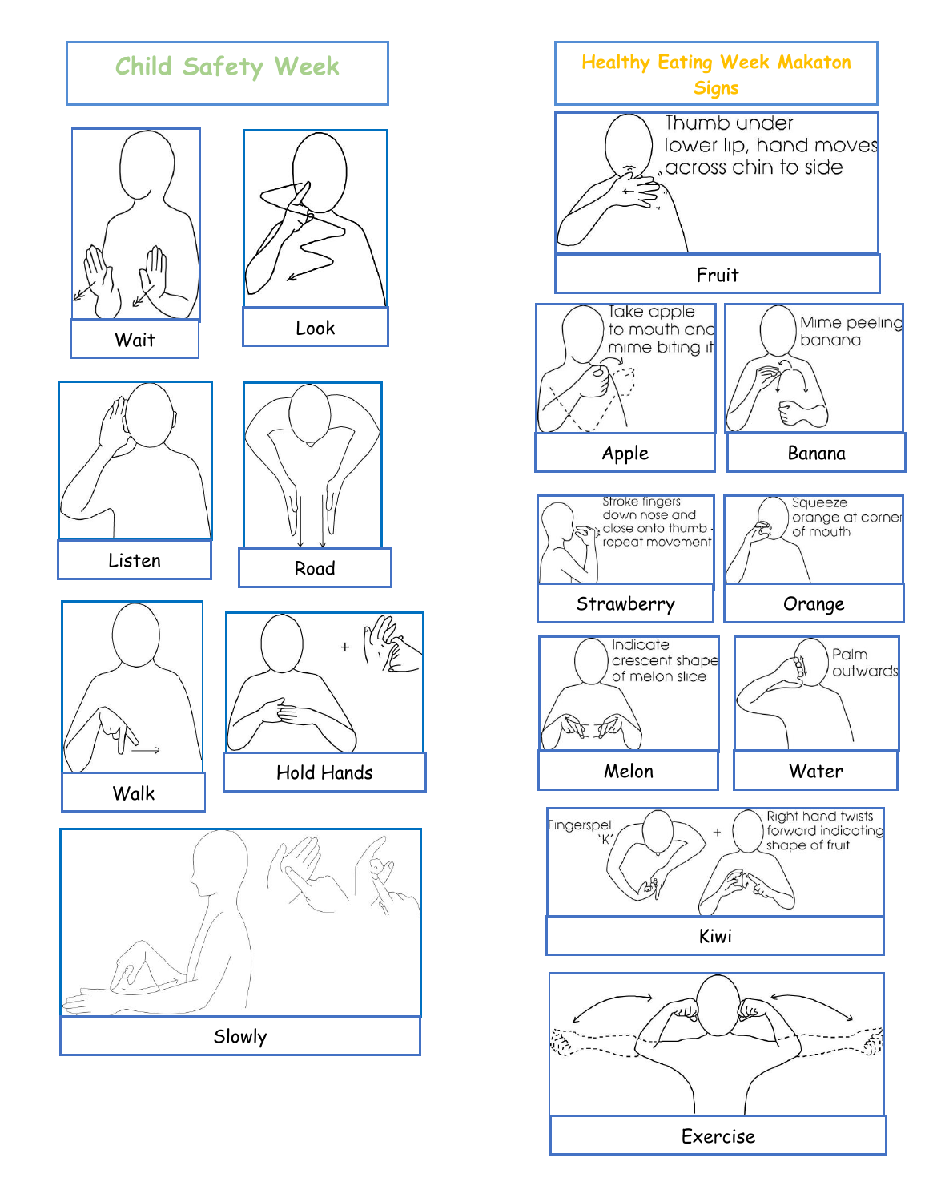## Child Safety Week

Wait

Look

Listen

Road

Walk

Hold Hands

Slowly

## Healthy Eating Week Makaton Signs

Thumb under lower lip, hand moves across chin to side

Fruit

Take apple to mouth and mime biting it

Apple

Mime peeling banana

Banana

Stroke fingers down nose and close onto thumb - repeat movement

Strawberry

Squeeze orange at corner of mouth

Orange

Indicate crescent shape of melon slice

Melon

Palm outwards

Water

Fingerspell 'K' + Right hand twists forward indicating shape of fruit

Kiwi

Exercise